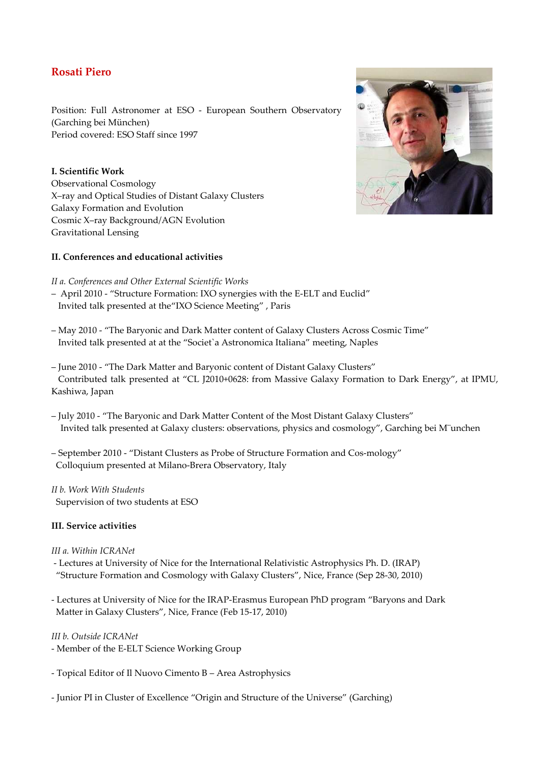# Rosati Piero

Position: Full Astronomer at ESO - European Southern Observatory (Garching bei München)
Period covered: ESO Staff since 1997

## I. Scientific Work

Observational Cosmology
X–ray and Optical Studies of Distant Galaxy Clusters
Galaxy Formation and Evolution
Cosmic X–ray Background/AGN Evolution
Gravitational Lensing

## II. Conferences and educational activities

*II a. Conferences and Other External Scientific Works*

– April 2010 - "Structure Formation: IXO synergies with the E-ELT and Euclid"
Invited talk presented at the"IXO Science Meeting" , Paris

– May 2010 - "The Baryonic and Dark Matter content of Galaxy Clusters Across Cosmic Time"
Invited talk presented at at the "Societ`a Astronomica Italiana" meeting, Naples

– June 2010 - "The Dark Matter and Baryonic content of Distant Galaxy Clusters"
Contributed talk presented at "CL J2010+0628: from Massive Galaxy Formation to Dark Energy", at IPMU, Kashiwa, Japan

– July 2010 - "The Baryonic and Dark Matter Content of the Most Distant Galaxy Clusters"
Invited talk presented at Galaxy clusters: observations, physics and cosmology", Garching bei M¨unchen

– September 2010 - "Distant Clusters as Probe of Structure Formation and Cos-mology"
Colloquium presented at Milano-Brera Observatory, Italy

*II b. Work With Students*

Supervision of two students at ESO

## III. Service activities

*III a. Within ICRANet*

- Lectures at University of Nice for the International Relativistic Astrophysics Ph. D. (IRAP) "Structure Formation and Cosmology with Galaxy Clusters", Nice, France (Sep 28-30, 2010)

- Lectures at University of Nice for the IRAP-Erasmus European PhD program "Baryons and Dark Matter in Galaxy Clusters", Nice, France (Feb 15-17, 2010)

*III b. Outside ICRANet*

- Member of the E-ELT Science Working Group

- Topical Editor of Il Nuovo Cimento B – Area Astrophysics

- Junior PI in Cluster of Excellence "Origin and Structure of the Universe" (Garching)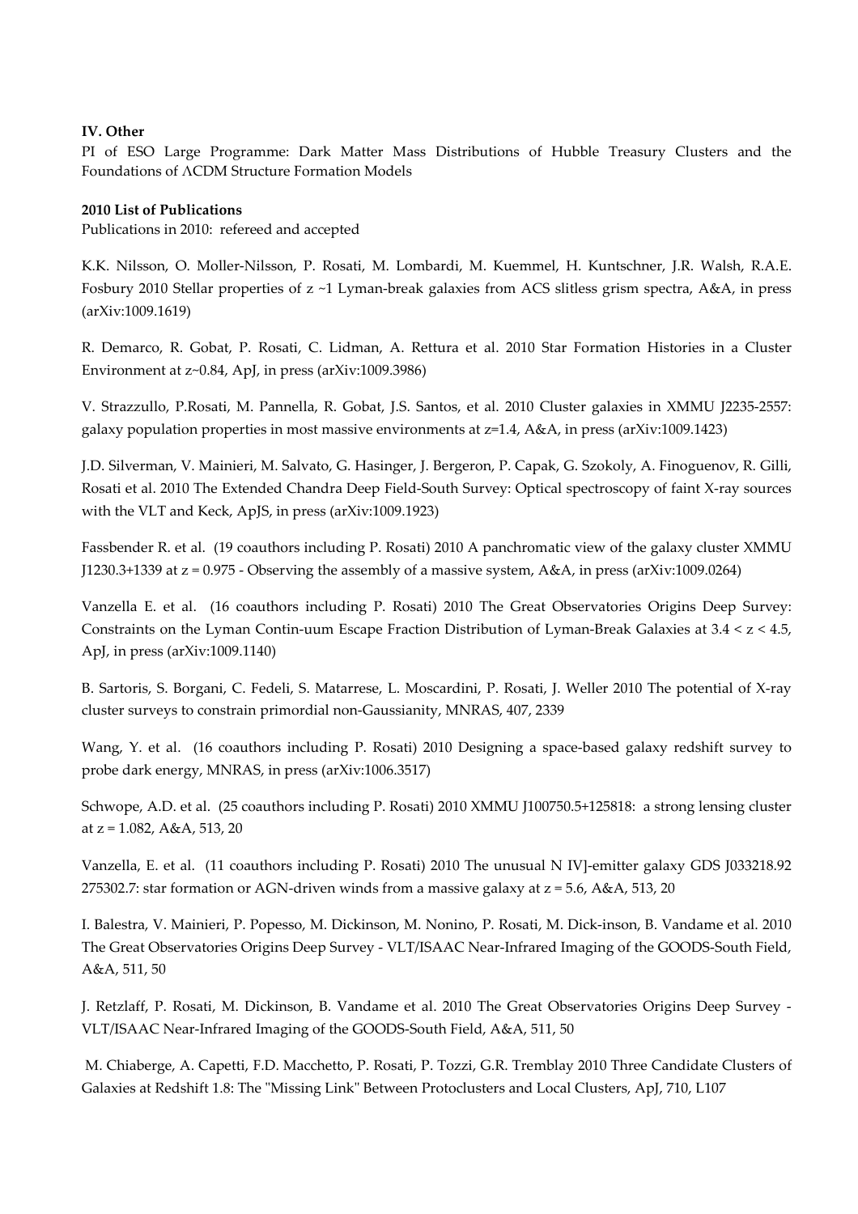**IV. Other**

PI of ESO Large Programme: Dark Matter Mass Distributions of Hubble Treasury Clusters and the Foundations of ΛCDM Structure Formation Models

**2010 List of Publications**

Publications in 2010: refereed and accepted

K.K. Nilsson, O. Moller-Nilsson, P. Rosati, M. Lombardi, M. Kuemmel, H. Kuntschner, J.R. Walsh, R.A.E. Fosbury 2010 Stellar properties of z ~1 Lyman-break galaxies from ACS slitless grism spectra, A&A, in press (arXiv:1009.1619)

R. Demarco, R. Gobat, P. Rosati, C. Lidman, A. Rettura et al. 2010 Star Formation Histories in a Cluster Environment at z~0.84, ApJ, in press (arXiv:1009.3986)

V. Strazzullo, P.Rosati, M. Pannella, R. Gobat, J.S. Santos, et al. 2010 Cluster galaxies in XMMU J2235-2557: galaxy population properties in most massive environments at z=1.4, A&A, in press (arXiv:1009.1423)

J.D. Silverman, V. Mainieri, M. Salvato, G. Hasinger, J. Bergeron, P. Capak, G. Szokoly, A. Finoguenov, R. Gilli, Rosati et al. 2010 The Extended Chandra Deep Field-South Survey: Optical spectroscopy of faint X-ray sources with the VLT and Keck, ApJS, in press (arXiv:1009.1923)

Fassbender R. et al. (19 coauthors including P. Rosati) 2010 A panchromatic view of the galaxy cluster XMMU J1230.3+1339 at z = 0.975 - Observing the assembly of a massive system, A&A, in press (arXiv:1009.0264)

Vanzella E. et al. (16 coauthors including P. Rosati) 2010 The Great Observatories Origins Deep Survey: Constraints on the Lyman Contin-uum Escape Fraction Distribution of Lyman-Break Galaxies at 3.4 < z < 4.5, ApJ, in press (arXiv:1009.1140)

B. Sartoris, S. Borgani, C. Fedeli, S. Matarrese, L. Moscardini, P. Rosati, J. Weller 2010 The potential of X-ray cluster surveys to constrain primordial non-Gaussianity, MNRAS, 407, 2339

Wang, Y. et al. (16 coauthors including P. Rosati) 2010 Designing a space-based galaxy redshift survey to probe dark energy, MNRAS, in press (arXiv:1006.3517)

Schwope, A.D. et al. (25 coauthors including P. Rosati) 2010 XMMU J100750.5+125818: a strong lensing cluster at z = 1.082, A&A, 513, 20

Vanzella, E. et al. (11 coauthors including P. Rosati) 2010 The unusual N IV]-emitter galaxy GDS J033218.92 275302.7: star formation or AGN-driven winds from a massive galaxy at z = 5.6, A&A, 513, 20

I. Balestra, V. Mainieri, P. Popesso, M. Dickinson, M. Nonino, P. Rosati, M. Dick-inson, B. Vandame et al. 2010 The Great Observatories Origins Deep Survey - VLT/ISAAC Near-Infrared Imaging of the GOODS-South Field, A&A, 511, 50

J. Retzlaff, P. Rosati, M. Dickinson, B. Vandame et al. 2010 The Great Observatories Origins Deep Survey - VLT/ISAAC Near-Infrared Imaging of the GOODS-South Field, A&A, 511, 50

M. Chiaberge, A. Capetti, F.D. Macchetto, P. Rosati, P. Tozzi, G.R. Tremblay 2010 Three Candidate Clusters of Galaxies at Redshift 1.8: The "Missing Link" Between Protoclusters and Local Clusters, ApJ, 710, L107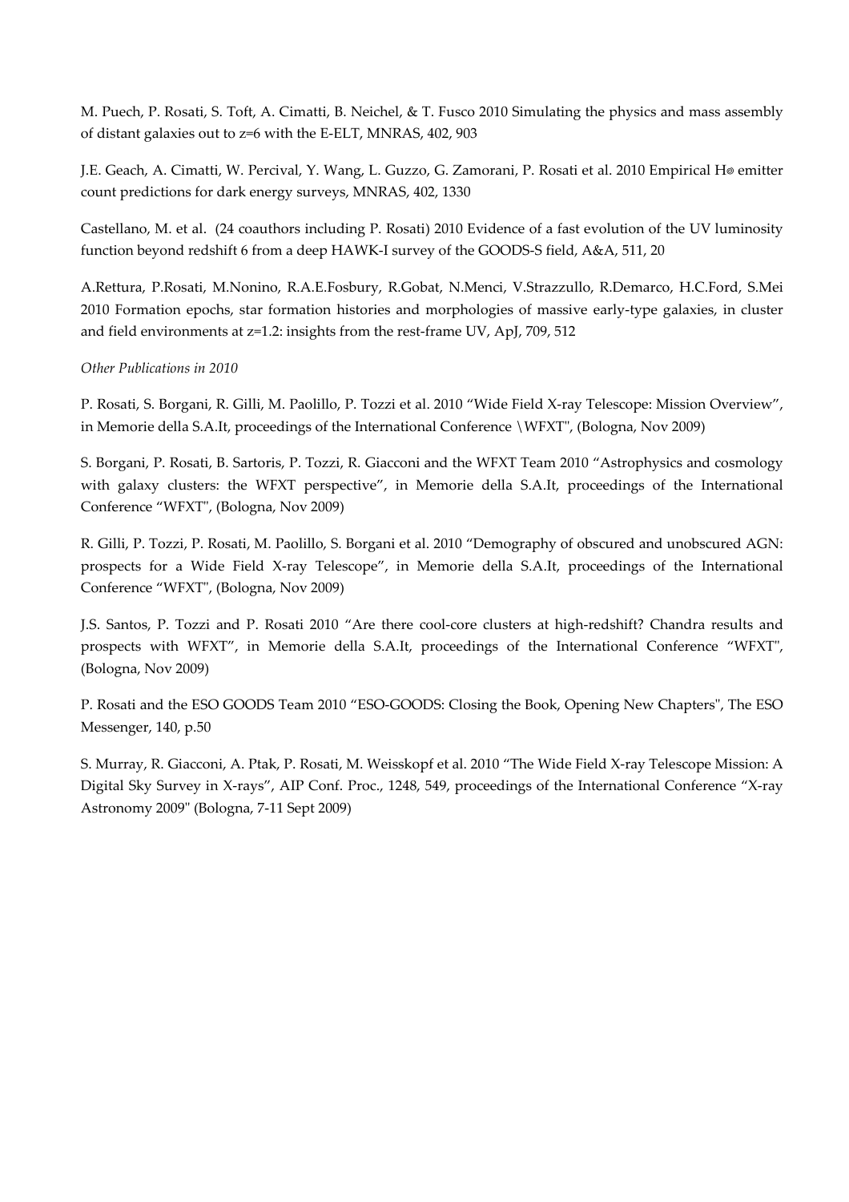M. Puech, P. Rosati, S. Toft, A. Cimatti, B. Neichel, & T. Fusco 2010 Simulating the physics and mass assembly of distant galaxies out to z=6 with the E-ELT, MNRAS, 402, 903

J.E. Geach, A. Cimatti, W. Percival, Y. Wang, L. Guzzo, G. Zamorani, P. Rosati et al. 2010 Empirical H⍺ emitter count predictions for dark energy surveys, MNRAS, 402, 1330

Castellano, M. et al. (24 coauthors including P. Rosati) 2010 Evidence of a fast evolution of the UV luminosity function beyond redshift 6 from a deep HAWK-I survey of the GOODS-S field, A&A, 511, 20

A.Rettura, P.Rosati, M.Nonino, R.A.E.Fosbury, R.Gobat, N.Menci, V.Strazzullo, R.Demarco, H.C.Ford, S.Mei 2010 Formation epochs, star formation histories and morphologies of massive early-type galaxies, in cluster and field environments at z=1.2: insights from the rest-frame UV, ApJ, 709, 512

*Other Publications in 2010*

P. Rosati, S. Borgani, R. Gilli, M. Paolillo, P. Tozzi et al. 2010 "Wide Field X-ray Telescope: Mission Overview", in Memorie della S.A.It, proceedings of the International Conference \WFXT", (Bologna, Nov 2009)

S. Borgani, P. Rosati, B. Sartoris, P. Tozzi, R. Giacconi and the WFXT Team 2010 "Astrophysics and cosmology with galaxy clusters: the WFXT perspective", in Memorie della S.A.It, proceedings of the International Conference "WFXT", (Bologna, Nov 2009)

R. Gilli, P. Tozzi, P. Rosati, M. Paolillo, S. Borgani et al. 2010 "Demography of obscured and unobscured AGN: prospects for a Wide Field X-ray Telescope", in Memorie della S.A.It, proceedings of the International Conference "WFXT", (Bologna, Nov 2009)

J.S. Santos, P. Tozzi and P. Rosati 2010 "Are there cool-core clusters at high-redshift? Chandra results and prospects with WFXT", in Memorie della S.A.It, proceedings of the International Conference "WFXT", (Bologna, Nov 2009)

P. Rosati and the ESO GOODS Team 2010 "ESO-GOODS: Closing the Book, Opening New Chapters", The ESO Messenger, 140, p.50

S. Murray, R. Giacconi, A. Ptak, P. Rosati, M. Weisskopf et al. 2010 "The Wide Field X-ray Telescope Mission: A Digital Sky Survey in X-rays", AIP Conf. Proc., 1248, 549, proceedings of the International Conference "X-ray Astronomy 2009" (Bologna, 7-11 Sept 2009)